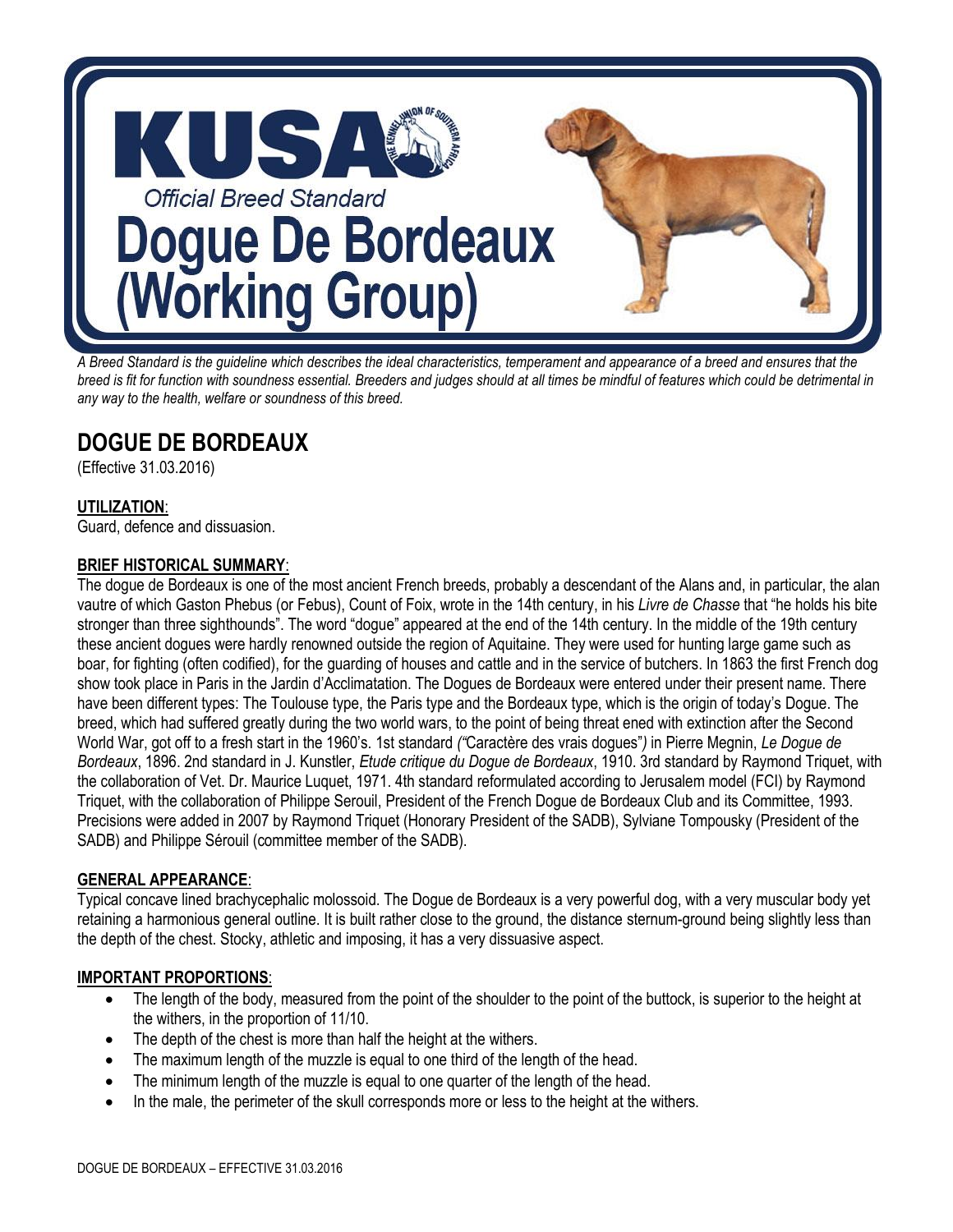# KUSA

*Official Breed Standard*

# Dogue De Bordeaux (Working Group)

*A Breed Standard is the guideline which describes the ideal characteristics, temperament and appearance of a breed and ensures that the breed is fit for function with soundness essential. Breeders and judges should at all times be mindful of features which could be detrimental in any way to the health, welfare or soundness of this breed.*

## DOGUE DE BORDEAUX

(Effective 31.03.2016)

**UTILIZATION**:

Guard, defence and dissuasion.

**BRIEF HISTORICAL SUMMARY**:

The dogue de Bordeaux is one of the most ancient French breeds, probably a descendant of the Alans and, in particular, the alan vautre of which Gaston Phebus (or Febus), Count of Foix, wrote in the 14th century, in his *Livre de Chasse* that "he holds his bite stronger than three sighthounds". The word "dogue" appeared at the end of the 14th century. In the middle of the 19th century these ancient dogues were hardly renowned outside the region of Aquitaine. They were used for hunting large game such as boar, for fighting (often codified), for the guarding of houses and cattle and in the service of butchers. In 1863 the first French dog show took place in Paris in the Jardin d'Acclimatation. The Dogues de Bordeaux were entered under their present name. There have been different types: The Toulouse type, the Paris type and the Bordeaux type, which is the origin of today's Dogue. The breed, which had suffered greatly during the two world wars, to the point of being threat ened with extinction after the Second World War, got off to a fresh start in the 1960's. 1st standard *("*Caractère des vrais dogues"*)* in Pierre Megnin, *Le Dogue de Bordeaux*, 1896. 2nd standard in J. Kunstler, *Etude critique du Dogue de Bordeaux*, 1910. 3rd standard by Raymond Triquet, with the collaboration of Vet. Dr. Maurice Luquet, 1971. 4th standard reformulated according to Jerusalem model (FCI) by Raymond Triquet, with the collaboration of Philippe Serouil, President of the French Dogue de Bordeaux Club and its Committee, 1993. Precisions were added in 2007 by Raymond Triquet (Honorary President of the SADB), Sylviane Tompousky (President of the SADB) and Philippe Sérouil (committee member of the SADB).

**GENERAL APPEARANCE**:

Typical concave lined brachycephalic molossoid. The Dogue de Bordeaux is a very powerful dog, with a very muscular body yet retaining a harmonious general outline. It is built rather close to the ground, the distance sternum-ground being slightly less than the depth of the chest. Stocky, athletic and imposing, it has a very dissuasive aspect.

**IMPORTANT PROPORTIONS**:

- The length of the body, measured from the point of the shoulder to the point of the buttock, is superior to the height at the withers, in the proportion of 11/10.
- The depth of the chest is more than half the height at the withers.
- The maximum length of the muzzle is equal to one third of the length of the head.
- The minimum length of the muzzle is equal to one quarter of the length of the head.
- In the male, the perimeter of the skull corresponds more or less to the height at the withers.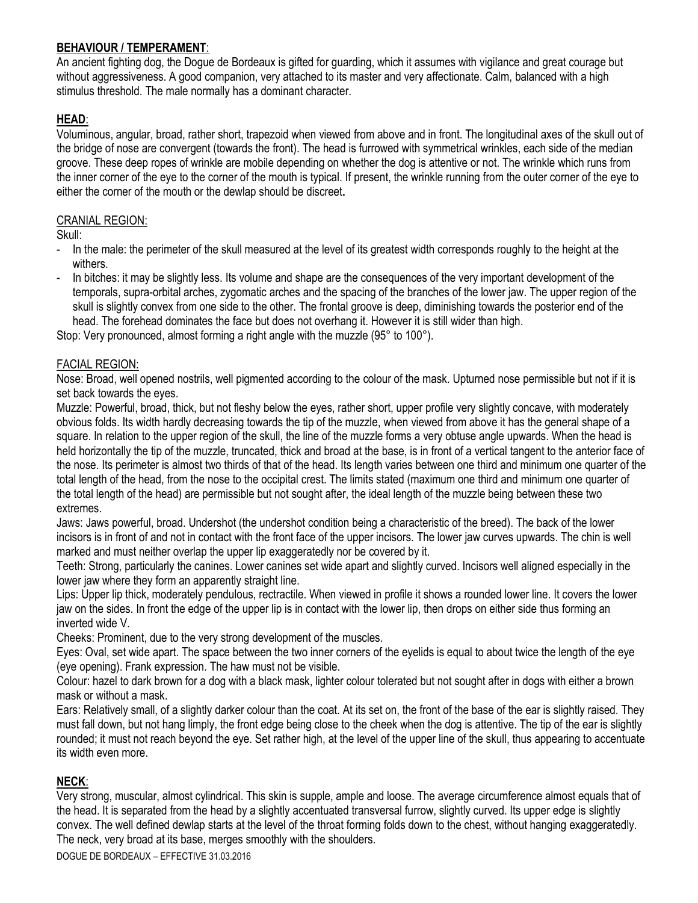## **BEHAVIOUR / TEMPERAMENT**:

An ancient fighting dog, the Dogue de Bordeaux is gifted for guarding, which it assumes with vigilance and great courage but without aggressiveness. A good companion, very attached to its master and very affectionate. Calm, balanced with a high stimulus threshold. The male normally has a dominant character.

## **HEAD**:

Voluminous, angular, broad, rather short, trapezoid when viewed from above and in front. The longitudinal axes of the skull out of the bridge of nose are convergent (towards the front). The head is furrowed with symmetrical wrinkles, each side of the median groove. These deep ropes of wrinkle are mobile depending on whether the dog is attentive or not. The wrinkle which runs from the inner corner of the eye to the corner of the mouth is typical. If present, the wrinkle running from the outer corner of the eye to either the corner of the mouth or the dewlap should be discreet**.**

### CRANIAL REGION:

Skull:

- In the male: the perimeter of the skull measured at the level of its greatest width corresponds roughly to the height at the withers.
- In bitches: it may be slightly less. Its volume and shape are the consequences of the very important development of the temporals, supra-orbital arches, zygomatic arches and the spacing of the branches of the lower jaw. The upper region of the skull is slightly convex from one side to the other. The frontal groove is deep, diminishing towards the posterior end of the head. The forehead dominates the face but does not overhang it. However it is still wider than high.

Stop: Very pronounced, almost forming a right angle with the muzzle (95° to 100°).

### FACIAL REGION:

Nose: Broad, well opened nostrils, well pigmented according to the colour of the mask. Upturned nose permissible but not if it is set back towards the eyes.

Muzzle: Powerful, broad, thick, but not fleshy below the eyes, rather short, upper profile very slightly concave, with moderately obvious folds. Its width hardly decreasing towards the tip of the muzzle, when viewed from above it has the general shape of a square. In relation to the upper region of the skull, the line of the muzzle forms a very obtuse angle upwards. When the head is held horizontally the tip of the muzzle, truncated, thick and broad at the base, is in front of a vertical tangent to the anterior face of the nose. Its perimeter is almost two thirds of that of the head. Its length varies between one third and minimum one quarter of the total length of the head, from the nose to the occipital crest. The limits stated (maximum one third and minimum one quarter of the total length of the head) are permissible but not sought after, the ideal length of the muzzle being between these two extremes.

Jaws: Jaws powerful, broad. Undershot (the undershot condition being a characteristic of the breed). The back of the lower incisors is in front of and not in contact with the front face of the upper incisors. The lower jaw curves upwards. The chin is well marked and must neither overlap the upper lip exaggeratedly nor be covered by it.

Teeth: Strong, particularly the canines. Lower canines set wide apart and slightly curved. Incisors well aligned especially in the lower jaw where they form an apparently straight line.

Lips: Upper lip thick, moderately pendulous, rectractile. When viewed in profile it shows a rounded lower line. It covers the lower jaw on the sides. In front the edge of the upper lip is in contact with the lower lip, then drops on either side thus forming an inverted wide V.

Cheeks: Prominent, due to the very strong development of the muscles.

Eyes: Oval, set wide apart. The space between the two inner corners of the eyelids is equal to about twice the length of the eye (eye opening). Frank expression. The haw must not be visible.

Colour: hazel to dark brown for a dog with a black mask, lighter colour tolerated but not sought after in dogs with either a brown mask or without a mask.

Ears: Relatively small, of a slightly darker colour than the coat. At its set on, the front of the base of the ear is slightly raised. They must fall down, but not hang limply, the front edge being close to the cheek when the dog is attentive. The tip of the ear is slightly rounded; it must not reach beyond the eye. Set rather high, at the level of the upper line of the skull, thus appearing to accentuate its width even more.

## **NECK**:

Very strong, muscular, almost cylindrical. This skin is supple, ample and loose. The average circumference almost equals that of the head. It is separated from the head by a slightly accentuated transversal furrow, slightly curved. Its upper edge is slightly convex. The well defined dewlap starts at the level of the throat forming folds down to the chest, without hanging exaggeratedly. The neck, very broad at its base, merges smoothly with the shoulders.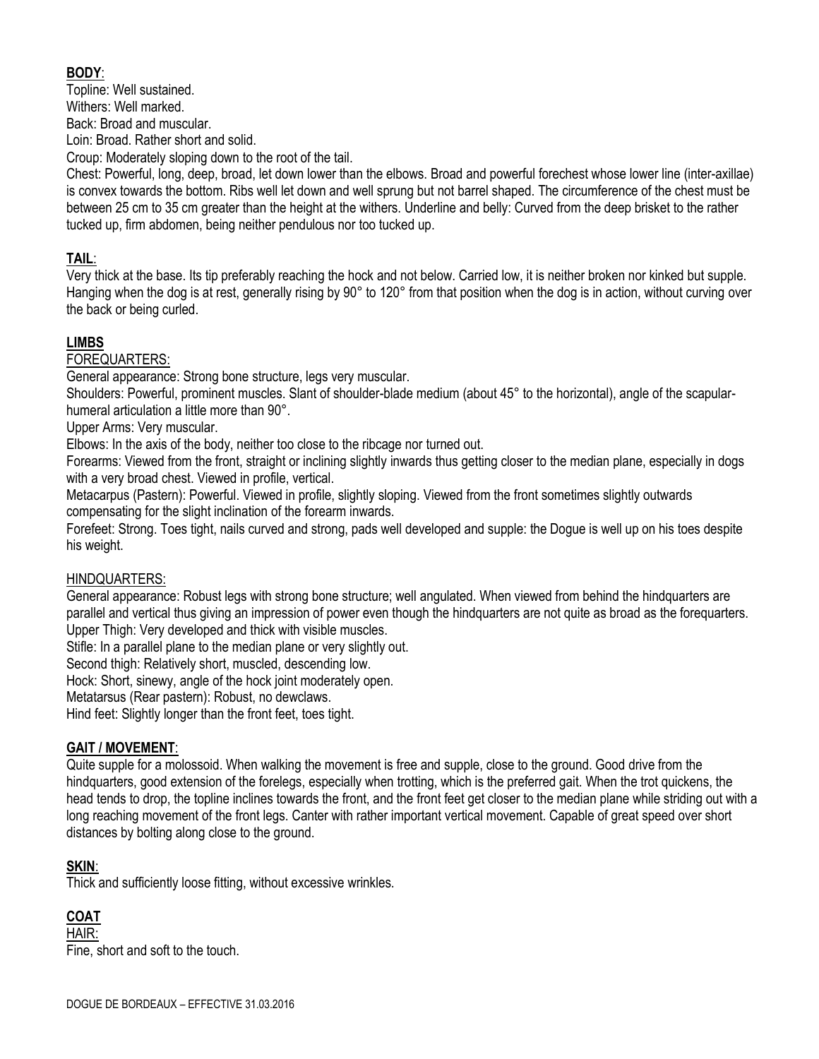## BODY:

Topline: Well sustained.
Withers: Well marked.
Back: Broad and muscular.
Loin: Broad. Rather short and solid.
Croup: Moderately sloping down to the root of the tail.
Chest: Powerful, long, deep, broad, let down lower than the elbows. Broad and powerful forechest whose lower line (inter-axillae) is convex towards the bottom. Ribs well let down and well sprung but not barrel shaped. The circumference of the chest must be between 25 cm to 35 cm greater than the height at the withers. Underline and belly: Curved from the deep brisket to the rather tucked up, firm abdomen, being neither pendulous nor too tucked up.

## TAIL:

Very thick at the base. Its tip preferably reaching the hock and not below. Carried low, it is neither broken nor kinked but supple. Hanging when the dog is at rest, generally rising by 90° to 120° from that position when the dog is in action, without curving over the back or being curled.

## LIMBS

### FOREQUARTERS:

General appearance: Strong bone structure, legs very muscular.
Shoulders: Powerful, prominent muscles. Slant of shoulder-blade medium (about 45° to the horizontal), angle of the scapular-humeral articulation a little more than 90°.
Upper Arms: Very muscular.
Elbows: In the axis of the body, neither too close to the ribcage nor turned out.
Forearms: Viewed from the front, straight or inclining slightly inwards thus getting closer to the median plane, especially in dogs with a very broad chest. Viewed in profile, vertical.
Metacarpus (Pastern): Powerful. Viewed in profile, slightly sloping. Viewed from the front sometimes slightly outwards compensating for the slight inclination of the forearm inwards.
Forefeet: Strong. Toes tight, nails curved and strong, pads well developed and supple: the Dogue is well up on his toes despite his weight.

### HINDQUARTERS:

General appearance: Robust legs with strong bone structure; well angulated. When viewed from behind the hindquarters are parallel and vertical thus giving an impression of power even though the hindquarters are not quite as broad as the forequarters.
Upper Thigh: Very developed and thick with visible muscles.
Stifle: In a parallel plane to the median plane or very slightly out.
Second thigh: Relatively short, muscled, descending low.
Hock: Short, sinewy, angle of the hock joint moderately open.
Metatarsus (Rear pastern): Robust, no dewclaws.
Hind feet: Slightly longer than the front feet, toes tight.

## GAIT / MOVEMENT:

Quite supple for a molossoid. When walking the movement is free and supple, close to the ground. Good drive from the hindquarters, good extension of the forelegs, especially when trotting, which is the preferred gait. When the trot quickens, the head tends to drop, the topline inclines towards the front, and the front feet get closer to the median plane while striding out with a long reaching movement of the front legs. Canter with rather important vertical movement. Capable of great speed over short distances by bolting along close to the ground.

## SKIN:

Thick and sufficiently loose fitting, without excessive wrinkles.

## COAT

### HAIR:

Fine, short and soft to the touch.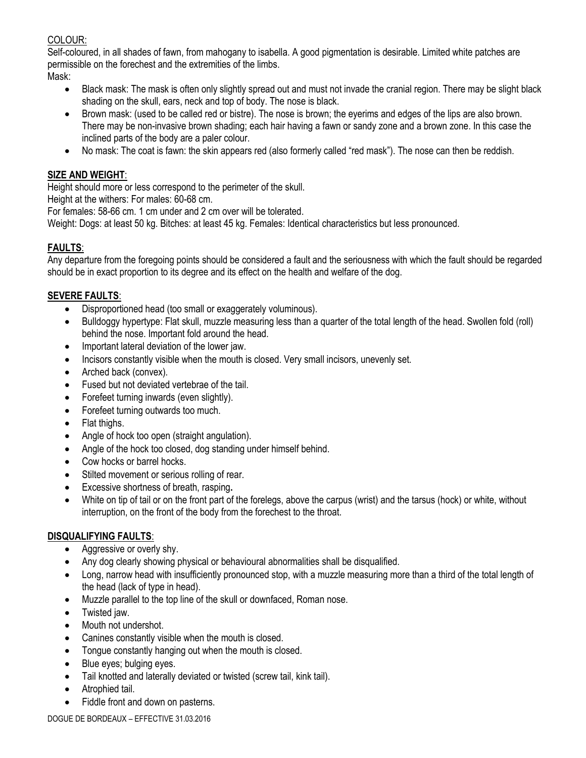COLOUR:

Self-coloured, in all shades of fawn, from mahogany to isabella. A good pigmentation is desirable. Limited white patches are permissible on the forechest and the extremities of the limbs.

Mask:

- Black mask: The mask is often only slightly spread out and must not invade the cranial region. There may be slight black shading on the skull, ears, neck and top of body. The nose is black.
- Brown mask: (used to be called red or bistre). The nose is brown; the eyerims and edges of the lips are also brown. There may be non-invasive brown shading; each hair having a fawn or sandy zone and a brown zone. In this case the inclined parts of the body are a paler colour.
- No mask: The coat is fawn: the skin appears red (also formerly called "red mask"). The nose can then be reddish.

## SIZE AND WEIGHT:

Height should more or less correspond to the perimeter of the skull.

Height at the withers: For males: 60-68 cm.

For females: 58-66 cm. 1 cm under and 2 cm over will be tolerated.

Weight: Dogs: at least 50 kg. Bitches: at least 45 kg. Females: Identical characteristics but less pronounced.

## FAULTS:

Any departure from the foregoing points should be considered a fault and the seriousness with which the fault should be regarded should be in exact proportion to its degree and its effect on the health and welfare of the dog.

## SEVERE FAULTS:

- Disproportioned head (too small or exaggerately voluminous).
- Bulldoggy hypertype: Flat skull, muzzle measuring less than a quarter of the total length of the head. Swollen fold (roll) behind the nose. Important fold around the head.
- Important lateral deviation of the lower jaw.
- Incisors constantly visible when the mouth is closed. Very small incisors, unevenly set.
- Arched back (convex).
- Fused but not deviated vertebrae of the tail.
- Forefeet turning inwards (even slightly).
- Forefeet turning outwards too much.
- Flat thighs.
- Angle of hock too open (straight angulation).
- Angle of the hock too closed, dog standing under himself behind.
- Cow hocks or barrel hocks.
- Stilted movement or serious rolling of rear.
- Excessive shortness of breath, rasping**.**
- White on tip of tail or on the front part of the forelegs, above the carpus (wrist) and the tarsus (hock) or white, without interruption, on the front of the body from the forechest to the throat.

## DISQUALIFYING FAULTS:

- Aggressive or overly shy.
- Any dog clearly showing physical or behavioural abnormalities shall be disqualified.
- Long, narrow head with insufficiently pronounced stop, with a muzzle measuring more than a third of the total length of the head (lack of type in head).
- Muzzle parallel to the top line of the skull or downfaced, Roman nose.
- Twisted jaw.
- Mouth not undershot.
- Canines constantly visible when the mouth is closed.
- Tongue constantly hanging out when the mouth is closed.
- Blue eyes; bulging eyes.
- Tail knotted and laterally deviated or twisted (screw tail, kink tail).
- Atrophied tail.
- Fiddle front and down on pasterns.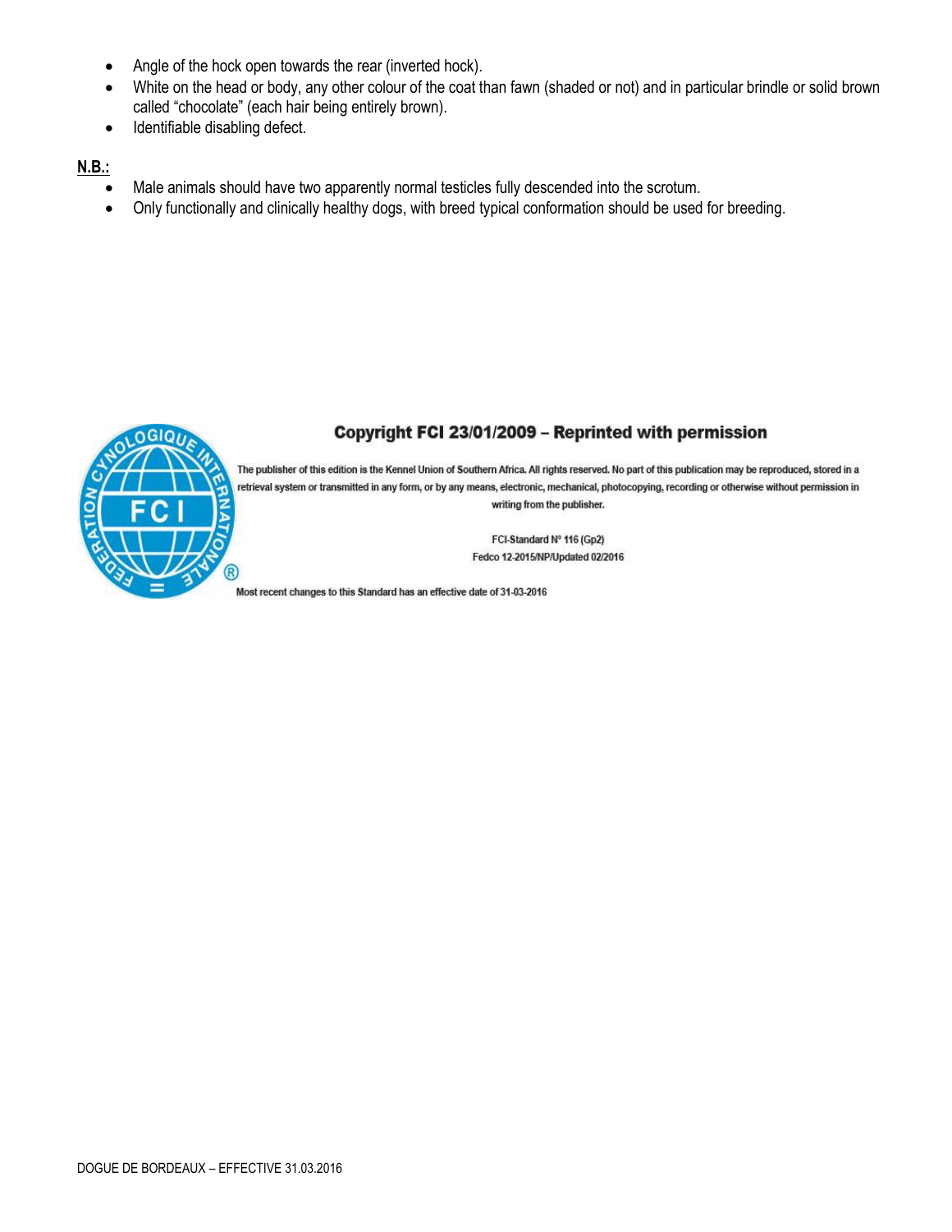- Angle of the hock open towards the rear (inverted hock).
- White on the head or body, any other colour of the coat than fawn (shaded or not) and in particular brindle or solid brown called "chocolate" (each hair being entirely brown).
- Identifiable disabling defect.

**N.B.:**

- Male animals should have two apparently normal testicles fully descended into the scrotum.
- Only functionally and clinically healthy dogs, with breed typical conformation should be used for breeding.

**Copyright FCI 23/01/2009 – Reprinted with permission**

The publisher of this edition is the Kennel Union of Southern Africa. All rights reserved. No part of this publication may be reproduced, stored in a retrieval system or transmitted in any form, or by any means, electronic, mechanical, photocopying, recording or otherwise without permission in writing from the publisher.

FCI-Standard N° 116 (Gp2)
Fedco 12-2015/NP/Updated 02/2016

Most recent changes to this Standard has an effective date of 31-03-2016